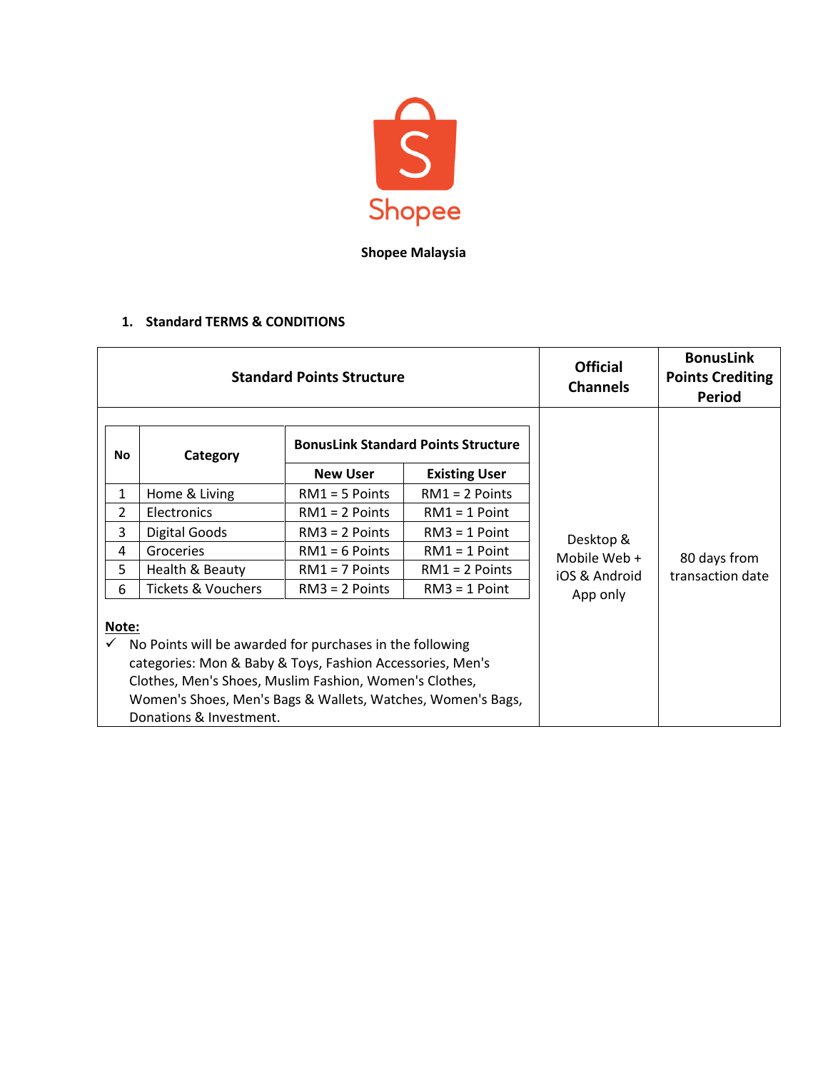**Shopee Malaysia**

## 1. Standard TERMS & CONDITIONS

| Standard Points Structure | Official Channels | BonusLink Points Crediting Period |
|---|---|---|
| See table and note below | Desktop & Mobile Web + iOS & Android App only | 80 days from transaction date |

| No | Category | BonusLink Standard Points Structure | |
|---|---|---|---|
| | | New User | Existing User |
| 1 | Home & Living | RM1 = 5 Points | RM1 = 2 Points |
| 2 | Electronics | RM1 = 2 Points | RM1 = 1 Point |
| 3 | Digital Goods | RM3 = 2 Points | RM3 = 1 Point |
| 4 | Groceries | RM1 = 6 Points | RM1 = 1 Point |
| 5 | Health & Beauty | RM1 = 7 Points | RM1 = 2 Points |
| 6 | Tickets & Vouchers | RM3 = 2 Points | RM3 = 1 Point |

**Note:**

- ✓ No Points will be awarded for purchases in the following categories: Mon & Baby & Toys, Fashion Accessories, Men's Clothes, Men's Shoes, Muslim Fashion, Women's Clothes, Women's Shoes, Men's Bags & Wallets, Watches, Women's Bags, Donations & Investment.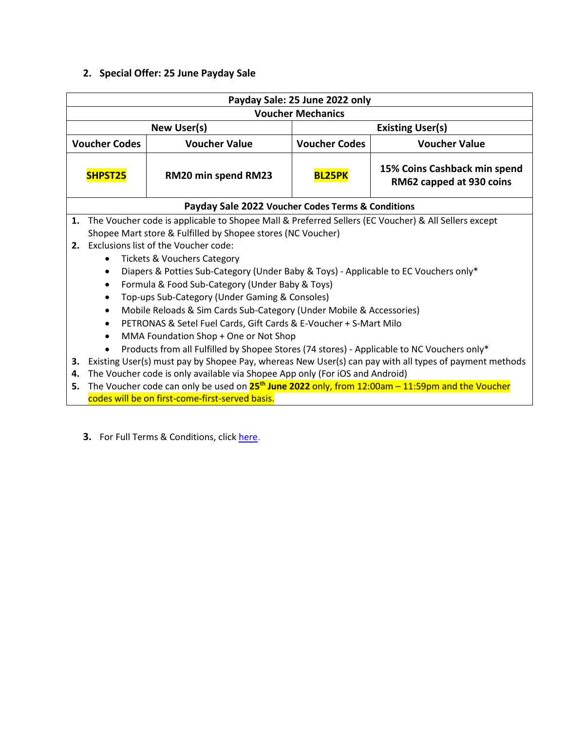2. **Special Offer: 25 June Payday Sale**

| **Payday Sale: 25 June 2022 only** | | | |
|---|---|---|---|
| **Voucher Mechanics** | | | |
| **New User(s)** | | **Existing User(s)** | |
| **Voucher Codes** | **Voucher Value** | **Voucher Codes** | **Voucher Value** |
| **SHPST25** | **RM20 min spend RM23** | **BL25PK** | **15% Coins Cashback min spend RM62 capped at 930 coins** |

**Payday Sale 2022 Voucher Codes Terms & Conditions**

1. The Voucher code is applicable to Shopee Mall & Preferred Sellers (EC Voucher) & All Sellers except Shopee Mart store & Fulfilled by Shopee stores (NC Voucher)
2. Exclusions list of the Voucher code:
   - Tickets & Vouchers Category
   - Diapers & Potties Sub-Category (Under Baby & Toys) - Applicable to EC Vouchers only*
   - Formula & Food Sub-Category (Under Baby & Toys)
   - Top-ups Sub-Category (Under Gaming & Consoles)
   - Mobile Reloads & Sim Cards Sub-Category (Under Mobile & Accessories)
   - PETRONAS & Setel Fuel Cards, Gift Cards & E-Voucher + S-Mart Milo
   - MMA Foundation Shop + One or Not Shop
   - Products from all Fulfilled by Shopee Stores (74 stores) - Applicable to NC Vouchers only*
3. Existing User(s) must pay by Shopee Pay, whereas New User(s) can pay with all types of payment methods
4. The Voucher code is only available via Shopee App only (For iOS and Android)
5. The Voucher code can only be used on **25th June 2022** only, from 12:00am – 11:59pm and the Voucher codes will be on first-come-first-served basis.

3. For Full Terms & Conditions, click [here](#).